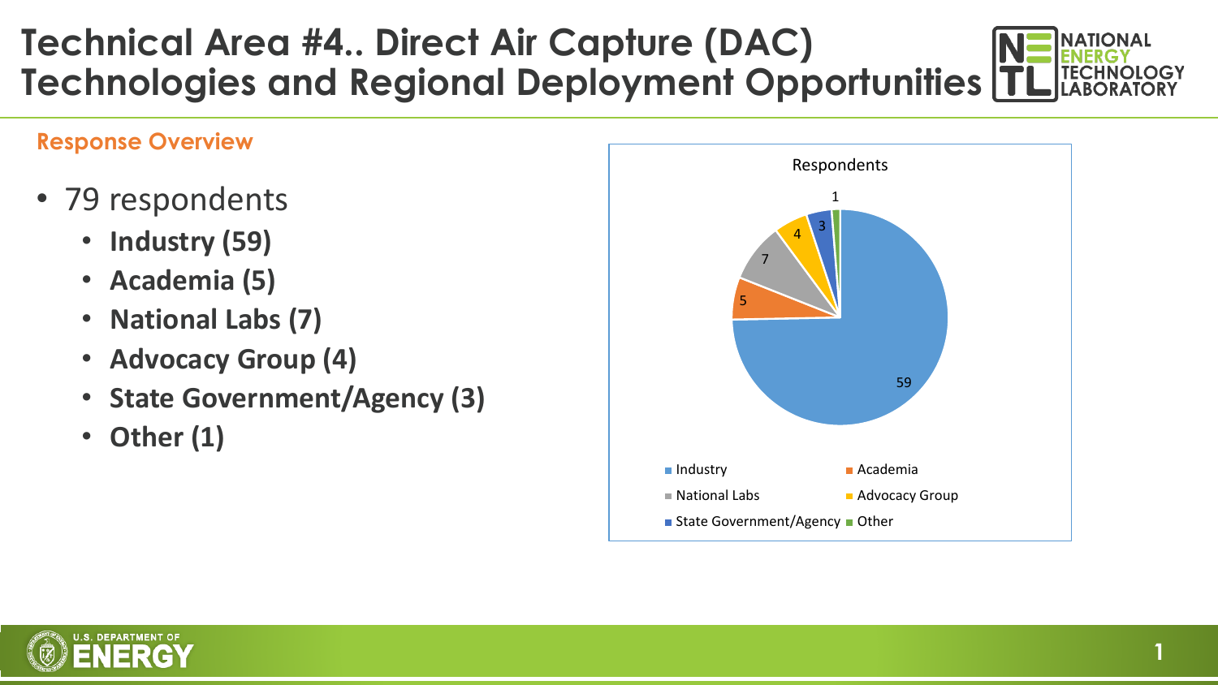# Technical Area #4.. Direct Air Capture (DAC) Technologies and Regional Deployment Opportunities

## Response Overview

- 79 respondents
  - **Industry (59)**
  - **Academia (5)**
  - **National Labs (7)**
  - **Advocacy Group (4)**
  - **State Government/Agency (3)**
  - **Other (1)**

Respondents

| Category | Count |
| --- | --- |
| Industry | 59 |
| Academia | 5 |
| National Labs | 7 |
| Advocacy Group | 4 |
| State Government/Agency | 3 |
| Other | 1 |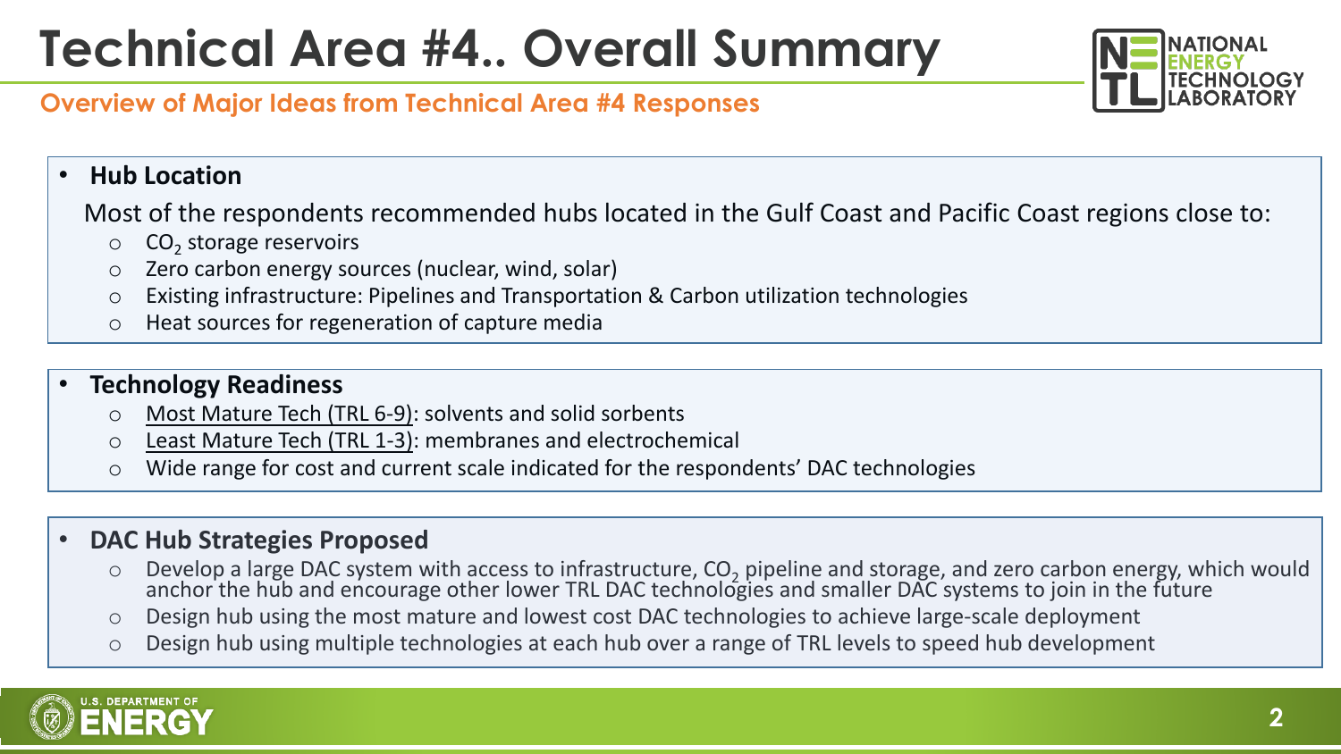# Technical Area #4.. Overall Summary

**Overview of Major Ideas from Technical Area #4 Responses**

- **Hub Location**

  Most of the respondents recommended hubs located in the Gulf Coast and Pacific Coast regions close to:
  - $CO_2$ storage reservoirs
  - Zero carbon energy sources (nuclear, wind, solar)
  - Existing infrastructure: Pipelines and Transportation & Carbon utilization technologies
  - Heat sources for regeneration of capture media

- **Technology Readiness**
  - Most Mature Tech (TRL 6-9): solvents and solid sorbents
  - Least Mature Tech (TRL 1-3): membranes and electrochemical
  - Wide range for cost and current scale indicated for the respondents' DAC technologies

- **DAC Hub Strategies Proposed**
  - Develop a large DAC system with access to infrastructure, $CO_2$ pipeline and storage, and zero carbon energy, which would anchor the hub and encourage other lower TRL DAC technologies and smaller DAC systems to join in the future
  - Design hub using the most mature and lowest cost DAC technologies to achieve large-scale deployment
  - Design hub using multiple technologies at each hub over a range of TRL levels to speed hub development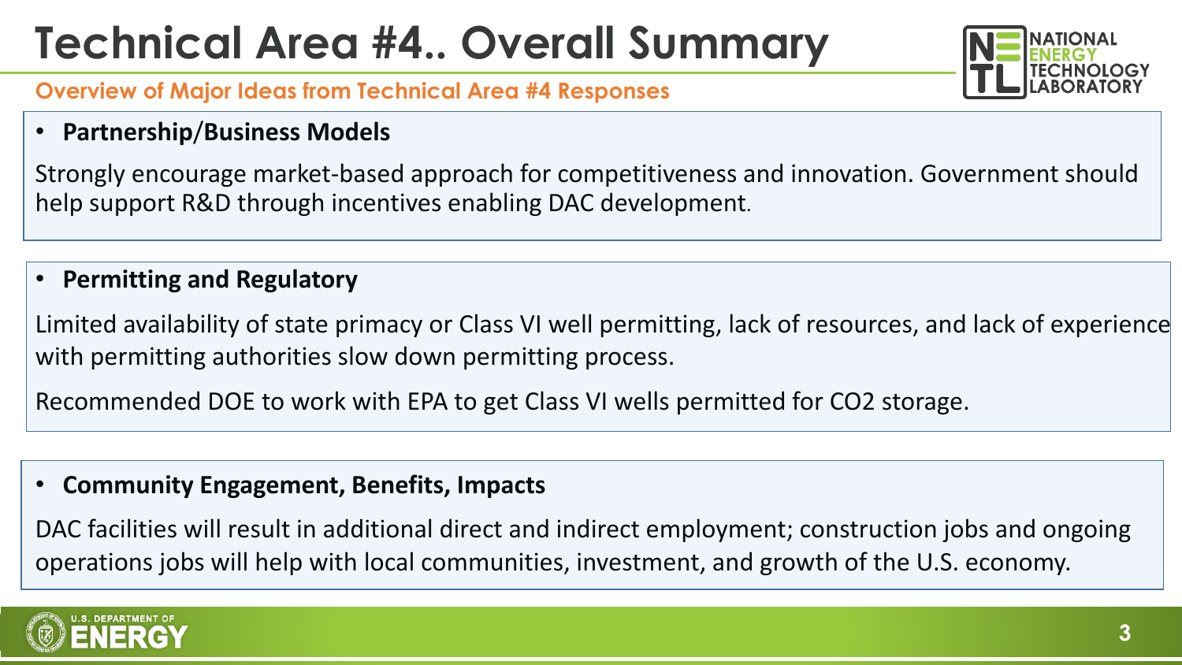# Technical Area #4.. Overall Summary

## Overview of Major Ideas from Technical Area #4 Responses

- **Partnership/Business Models**

Strongly encourage market-based approach for competitiveness and innovation. Government should help support R&D through incentives enabling DAC development.

- **Permitting and Regulatory**

Limited availability of state primacy or Class VI well permitting, lack of resources, and lack of experience with permitting authorities slow down permitting process.

Recommended DOE to work with EPA to get Class VI wells permitted for $CO_2$ storage.

- **Community Engagement, Benefits, Impacts**

DAC facilities will result in additional direct and indirect employment; construction jobs and ongoing operations jobs will help with local communities, investment, and growth of the U.S. economy.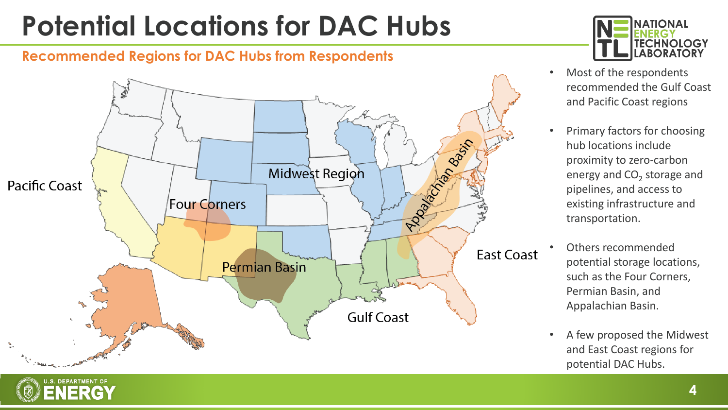# Potential Locations for DAC Hubs

## Recommended Regions for DAC Hubs from Respondents

Pacific Coast

Four Corners

Midwest Region

Permian Basin

Appalachian Basin

East Coast

Gulf Coast

- Most of the respondents recommended the Gulf Coast and Pacific Coast regions
- Primary factors for choosing hub locations include proximity to zero-carbon energy and $CO_2$ storage and pipelines, and access to existing infrastructure and transportation.
- Others recommended potential storage locations, such as the Four Corners, Permian Basin, and Appalachian Basin.
- A few proposed the Midwest and East Coast regions for potential DAC Hubs.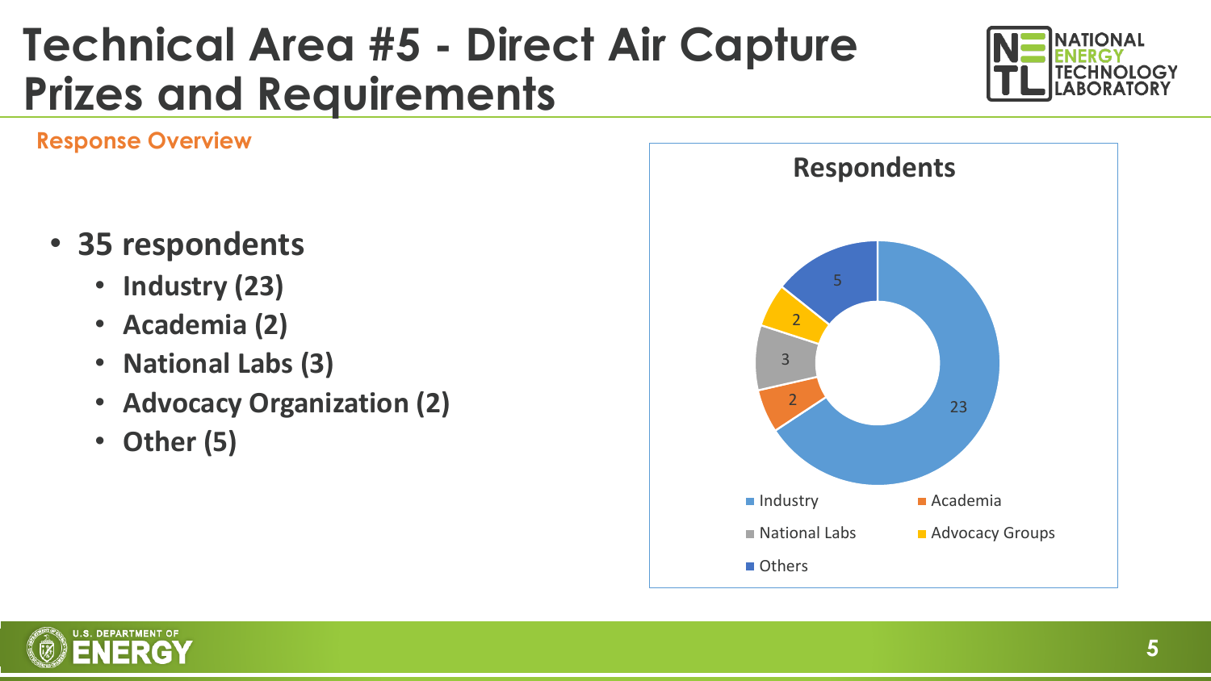# Technical Area #5 - Direct Air Capture Prizes and Requirements

## Response Overview

- **35 respondents**
  - **Industry (23)**
  - **Academia (2)**
  - **National Labs (3)**
  - **Advocacy Organization (2)**
  - **Other (5)**

**Respondents**

| Category | Count |
| --- | --- |
| Industry | 23 |
| Academia | 2 |
| National Labs | 3 |
| Advocacy Groups | 2 |
| Others | 5 |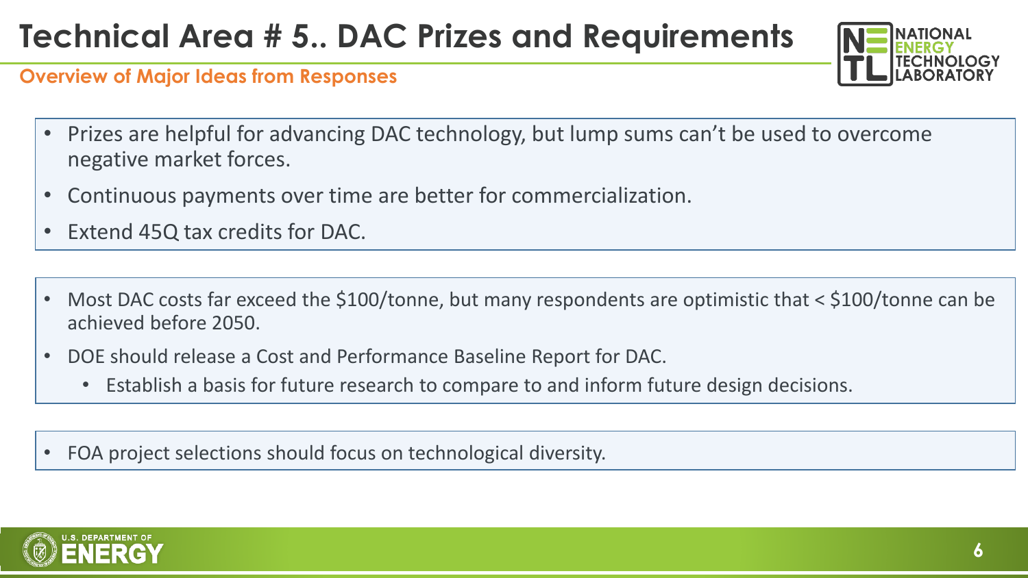# Technical Area # 5.. DAC Prizes and Requirements

## Overview of Major Ideas from Responses

- Prizes are helpful for advancing DAC technology, but lump sums can't be used to overcome negative market forces.
- Continuous payments over time are better for commercialization.
- Extend 45Q tax credits for DAC.

- Most DAC costs far exceed the $100/tonne, but many respondents are optimistic that < $100/tonne can be achieved before 2050.
- DOE should release a Cost and Performance Baseline Report for DAC.
  - Establish a basis for future research to compare to and inform future design decisions.

- FOA project selections should focus on technological diversity.